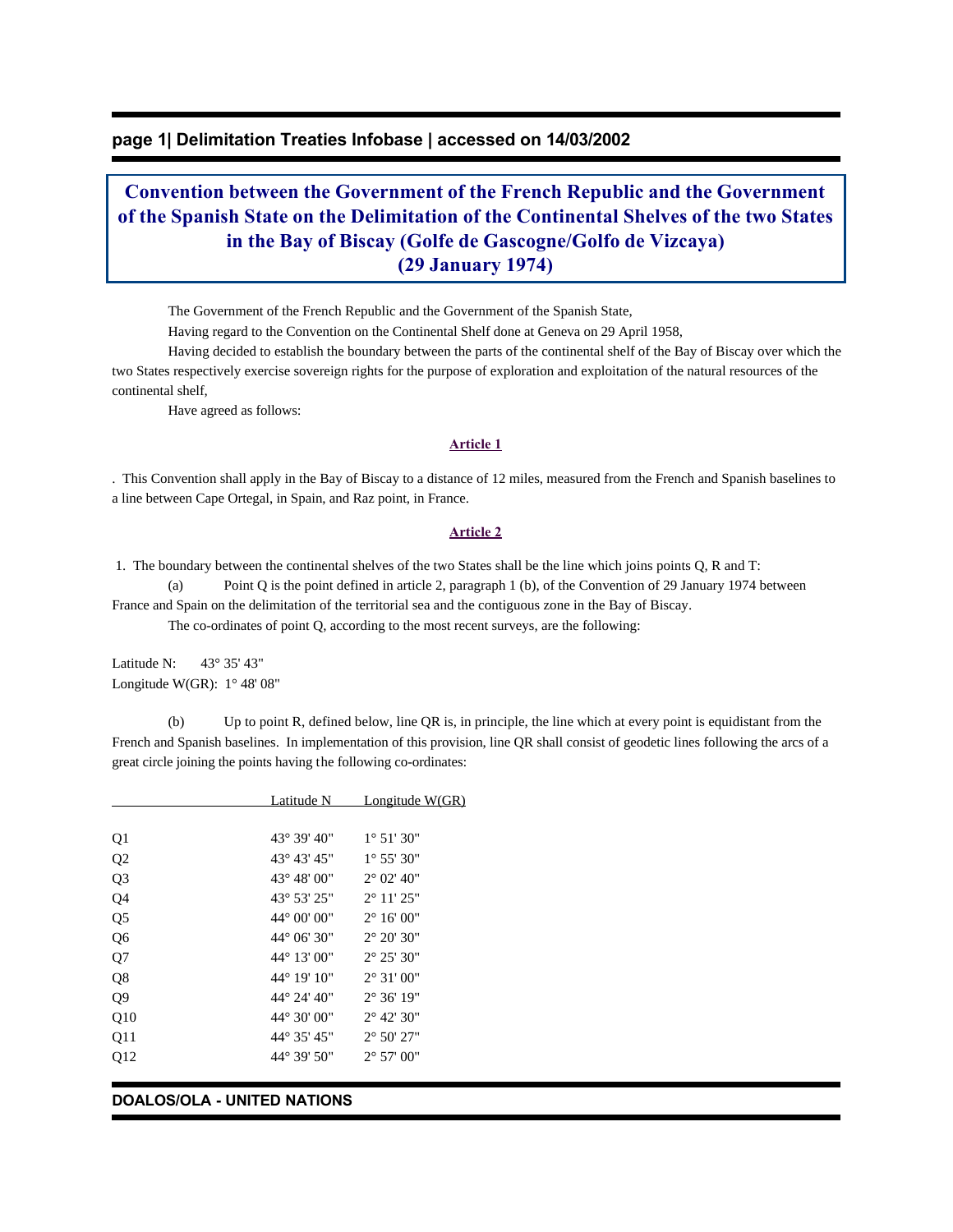# Convention between the Government of the French Republic and the Government of the Spanish State on the Delimitation of the Continental Shelves of the two States in the Bay of Biscay (Golfe de Gascogne/Golfo de Vizcaya) (29 January 1974)

The Government of the French Republic and the Government of the Spanish State,

Having regard to the Convention on the Continental Shelf done at Geneva on 29 April 1958,

Having decided to establish the boundary between the parts of the continental shelf of the Bay of Biscay over which the two States respectively exercise sovereign rights for the purpose of exploration and exploitation of the natural resources of the continental shelf,

Have agreed as follows:

## Article 1

. This Convention shall apply in the Bay of Biscay to a distance of 12 miles, measured from the French and Spanish baselines to a line between Cape Ortegal, in Spain, and Raz point, in France.

## Article 2

1. The boundary between the continental shelves of the two States shall be the line which joins points Q, R and T:

(a) Point Q is the point defined in article 2, paragraph 1 (b), of the Convention of 29 January 1974 between France and Spain on the delimitation of the territorial sea and the contiguous zone in the Bay of Biscay.

The co-ordinates of point Q, according to the most recent surveys, are the following:

Latitude N: 43° 35' 43"
Longitude W(GR): 1° 48' 08"

(b) Up to point R, defined below, line QR is, in principle, the line which at every point is equidistant from the French and Spanish baselines. In implementation of this provision, line QR shall consist of geodetic lines following the arcs of a great circle joining the points having the following co-ordinates:

| | Latitude N | Longitude W(GR) |
|---|---|---|
| Q1 | 43° 39' 40" | 1° 51' 30" |
| Q2 | 43° 43' 45" | 1° 55' 30" |
| Q3 | 43° 48' 00" | 2° 02' 40" |
| Q4 | 43° 53' 25" | 2° 11' 25" |
| Q5 | 44° 00' 00" | 2° 16' 00" |
| Q6 | 44° 06' 30" | 2° 20' 30" |
| Q7 | 44° 13' 00" | 2° 25' 30" |
| Q8 | 44° 19' 10" | 2° 31' 00" |
| Q9 | 44° 24' 40" | 2° 36' 19" |
| Q10 | 44° 30' 00" | 2° 42' 30" |
| Q11 | 44° 35' 45" | 2° 50' 27" |
| Q12 | 44° 39' 50" | 2° 57' 00" |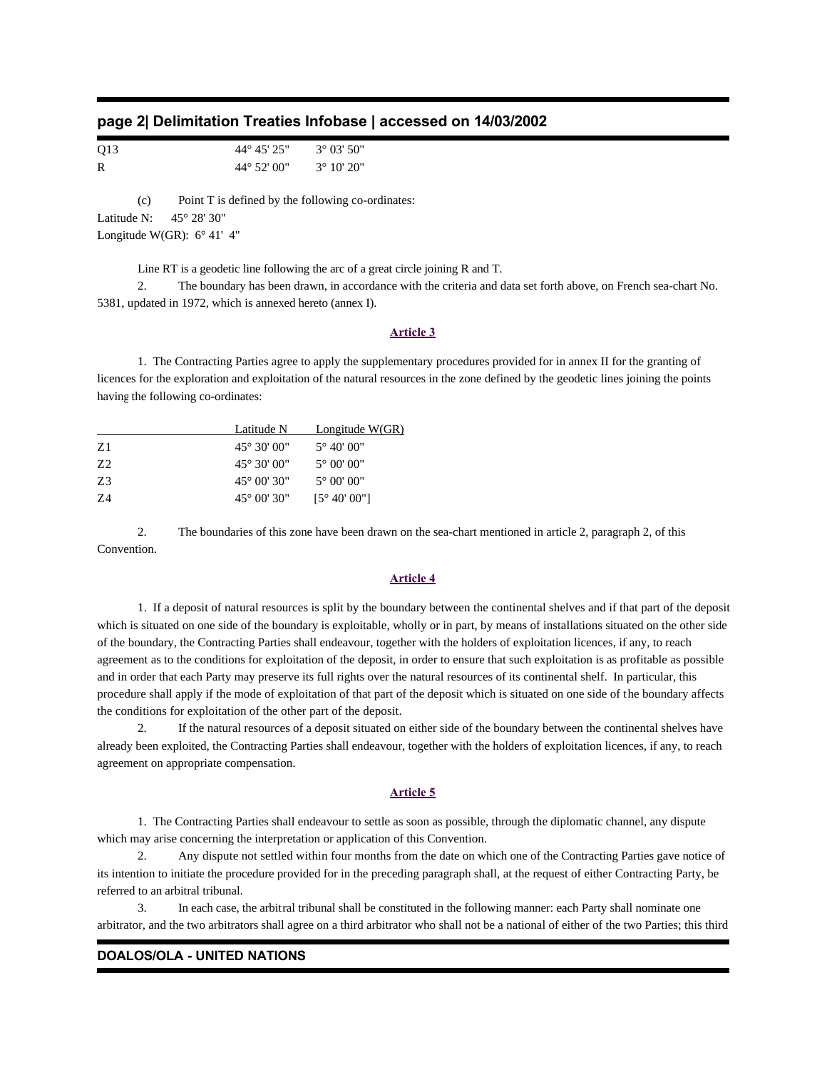| | | |
|---|---|---|
| Q13 | 44° 45' 25" | 3° 03' 50" |
| R | 44° 52' 00" | 3° 10' 20" |

(c) Point T is defined by the following co-ordinates:
Latitude N: 45° 28' 30"
Longitude W(GR): 6° 41' 4"

Line RT is a geodetic line following the arc of a great circle joining R and T.

2. The boundary has been drawn, in accordance with the criteria and data set forth above, on French sea-chart No. 5381, updated in 1972, which is annexed hereto (annex I).

## Article 3

1. The Contracting Parties agree to apply the supplementary procedures provided for in annex II for the granting of licences for the exploration and exploitation of the natural resources in the zone defined by the geodetic lines joining the points having the following co-ordinates:

| | Latitude N | Longitude W(GR) |
|---|---|---|
| Z1 | 45° 30' 00" | 5° 40' 00" |
| Z2 | 45° 30' 00" | 5° 00' 00" |
| Z3 | 45° 00' 30" | 5° 00' 00" |
| Z4 | 45° 00' 30" | [5° 40' 00"] |

2. The boundaries of this zone have been drawn on the sea-chart mentioned in article 2, paragraph 2, of this Convention.

## Article 4

1. If a deposit of natural resources is split by the boundary between the continental shelves and if that part of the deposit which is situated on one side of the boundary is exploitable, wholly or in part, by means of installations situated on the other side of the boundary, the Contracting Parties shall endeavour, together with the holders of exploitation licences, if any, to reach agreement as to the conditions for exploitation of the deposit, in order to ensure that such exploitation is as profitable as possible and in order that each Party may preserve its full rights over the natural resources of its continental shelf. In particular, this procedure shall apply if the mode of exploitation of that part of the deposit which is situated on one side of the boundary affects the conditions for exploitation of the other part of the deposit.

2. If the natural resources of a deposit situated on either side of the boundary between the continental shelves have already been exploited, the Contracting Parties shall endeavour, together with the holders of exploitation licences, if any, to reach agreement on appropriate compensation.

## Article 5

1. The Contracting Parties shall endeavour to settle as soon as possible, through the diplomatic channel, any dispute which may arise concerning the interpretation or application of this Convention.

2. Any dispute not settled within four months from the date on which one of the Contracting Parties gave notice of its intention to initiate the procedure provided for in the preceding paragraph shall, at the request of either Contracting Party, be referred to an arbitral tribunal.

3. In each case, the arbitral tribunal shall be constituted in the following manner: each Party shall nominate one arbitrator, and the two arbitrators shall agree on a third arbitrator who shall not be a national of either of the two Parties; this third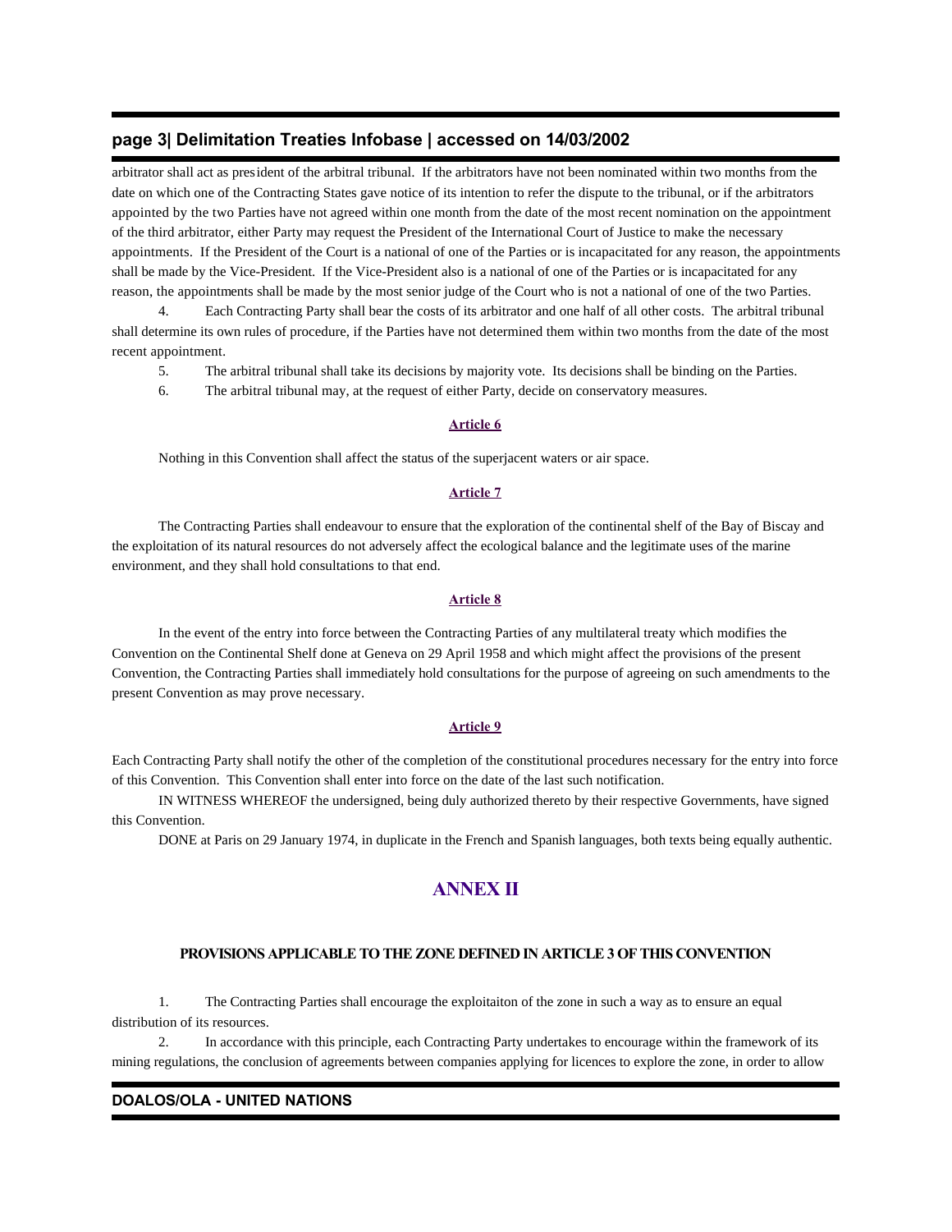arbitrator shall act as president of the arbitral tribunal. If the arbitrators have not been nominated within two months from the date on which one of the Contracting States gave notice of its intention to refer the dispute to the tribunal, or if the arbitrators appointed by the two Parties have not agreed within one month from the date of the most recent nomination on the appointment of the third arbitrator, either Party may request the President of the International Court of Justice to make the necessary appointments. If the President of the Court is a national of one of the Parties or is incapacitated for any reason, the appointments shall be made by the Vice-President. If the Vice-President also is a national of one of the Parties or is incapacitated for any reason, the appointments shall be made by the most senior judge of the Court who is not a national of one of the two Parties.

4. Each Contracting Party shall bear the costs of its arbitrator and one half of all other costs. The arbitral tribunal shall determine its own rules of procedure, if the Parties have not determined them within two months from the date of the most recent appointment.

5. The arbitral tribunal shall take its decisions by majority vote. Its decisions shall be binding on the Parties.

6. The arbitral tribunal may, at the request of either Party, decide on conservatory measures.

### Article 6

Nothing in this Convention shall affect the status of the superjacent waters or air space.

### Article 7

The Contracting Parties shall endeavour to ensure that the exploration of the continental shelf of the Bay of Biscay and the exploitation of its natural resources do not adversely affect the ecological balance and the legitimate uses of the marine environment, and they shall hold consultations to that end.

### Article 8

In the event of the entry into force between the Contracting Parties of any multilateral treaty which modifies the Convention on the Continental Shelf done at Geneva on 29 April 1958 and which might affect the provisions of the present Convention, the Contracting Parties shall immediately hold consultations for the purpose of agreeing on such amendments to the present Convention as may prove necessary.

### Article 9

Each Contracting Party shall notify the other of the completion of the constitutional procedures necessary for the entry into force of this Convention. This Convention shall enter into force on the date of the last such notification.

IN WITNESS WHEREOF the undersigned, being duly authorized thereto by their respective Governments, have signed this Convention.

DONE at Paris on 29 January 1974, in duplicate in the French and Spanish languages, both texts being equally authentic.

## ANNEX II

#### PROVISIONS APPLICABLE TO THE ZONE DEFINED IN ARTICLE 3 OF THIS CONVENTION

1. The Contracting Parties shall encourage the exploitaiton of the zone in such a way as to ensure an equal distribution of its resources.

2. In accordance with this principle, each Contracting Party undertakes to encourage within the framework of its mining regulations, the conclusion of agreements between companies applying for licences to explore the zone, in order to allow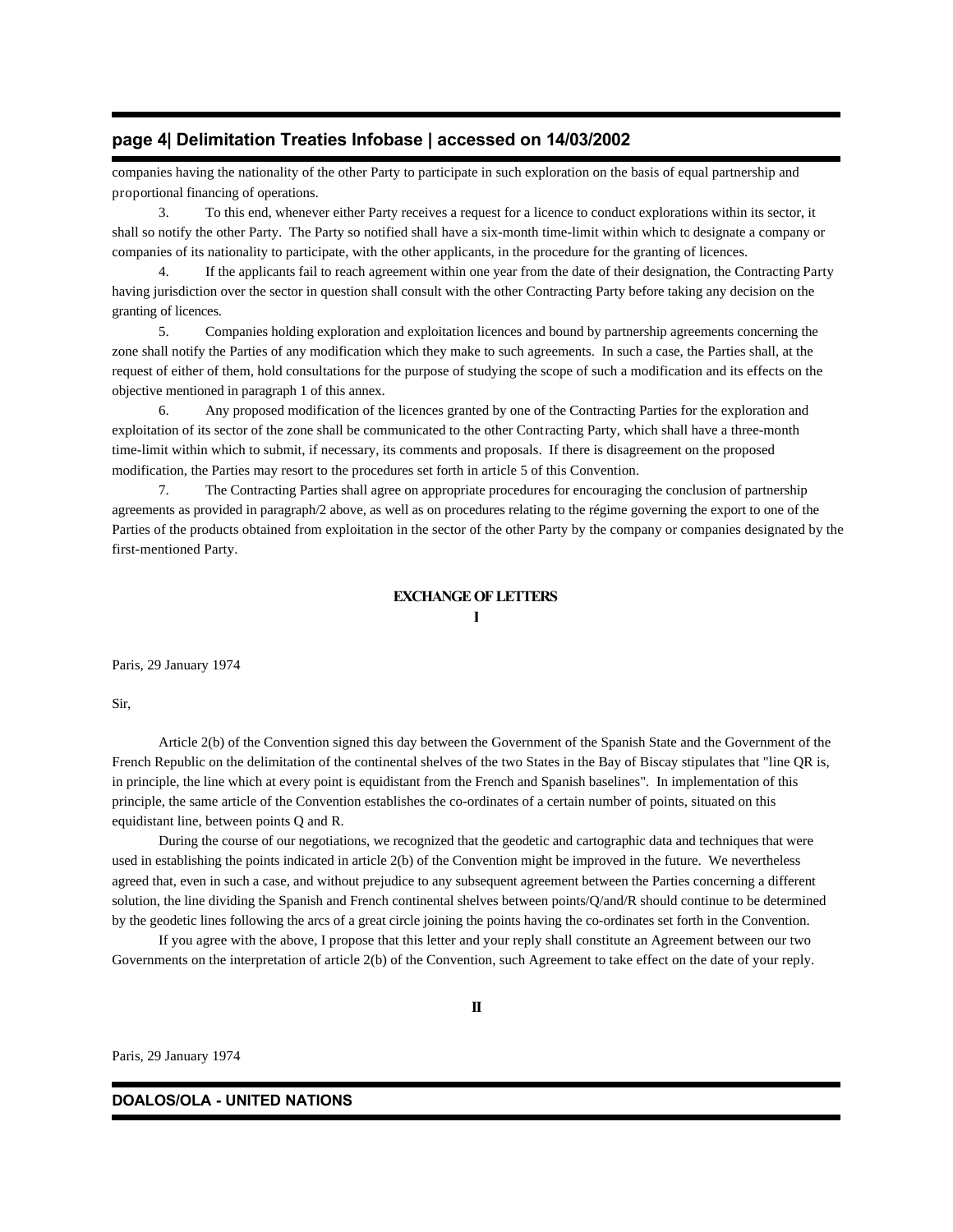companies having the nationality of the other Party to participate in such exploration on the basis of equal partnership and proportional financing of operations.

3. To this end, whenever either Party receives a request for a licence to conduct explorations within its sector, it shall so notify the other Party. The Party so notified shall have a six-month time-limit within which to designate a company or companies of its nationality to participate, with the other applicants, in the procedure for the granting of licences.

4. If the applicants fail to reach agreement within one year from the date of their designation, the Contracting Party having jurisdiction over the sector in question shall consult with the other Contracting Party before taking any decision on the granting of licences.

5. Companies holding exploration and exploitation licences and bound by partnership agreements concerning the zone shall notify the Parties of any modification which they make to such agreements. In such a case, the Parties shall, at the request of either of them, hold consultations for the purpose of studying the scope of such a modification and its effects on the objective mentioned in paragraph 1 of this annex.

6. Any proposed modification of the licences granted by one of the Contracting Parties for the exploration and exploitation of its sector of the zone shall be communicated to the other Contracting Party, which shall have a three-month time-limit within which to submit, if necessary, its comments and proposals. If there is disagreement on the proposed modification, the Parties may resort to the procedures set forth in article 5 of this Convention.

7. The Contracting Parties shall agree on appropriate procedures for encouraging the conclusion of partnership agreements as provided in paragraph/2 above, as well as on procedures relating to the régime governing the export to one of the Parties of the products obtained from exploitation in the sector of the other Party by the company or companies designated by the first-mentioned Party.

## EXCHANGE OF LETTERS

### I

Paris, 29 January 1974

Sir,

Article 2(b) of the Convention signed this day between the Government of the Spanish State and the Government of the French Republic on the delimitation of the continental shelves of the two States in the Bay of Biscay stipulates that "line QR is, in principle, the line which at every point is equidistant from the French and Spanish baselines". In implementation of this principle, the same article of the Convention establishes the co-ordinates of a certain number of points, situated on this equidistant line, between points Q and R.

During the course of our negotiations, we recognized that the geodetic and cartographic data and techniques that were used in establishing the points indicated in article 2(b) of the Convention might be improved in the future. We nevertheless agreed that, even in such a case, and without prejudice to any subsequent agreement between the Parties concerning a different solution, the line dividing the Spanish and French continental shelves between points/Q/and/R should continue to be determined by the geodetic lines following the arcs of a great circle joining the points having the co-ordinates set forth in the Convention.

If you agree with the above, I propose that this letter and your reply shall constitute an Agreement between our two Governments on the interpretation of article 2(b) of the Convention, such Agreement to take effect on the date of your reply.

### II

Paris, 29 January 1974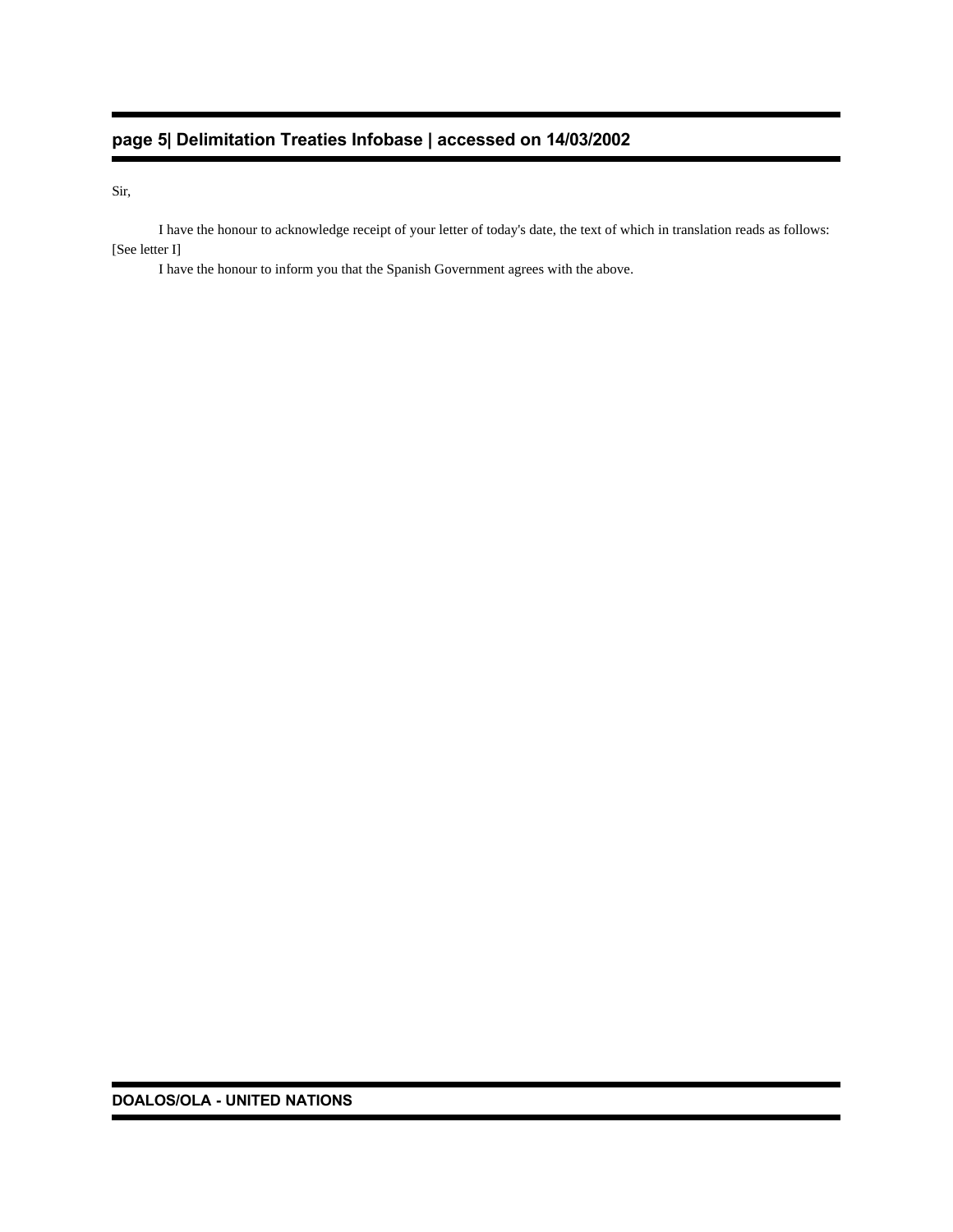Sir,

I have the honour to acknowledge receipt of your letter of today's date, the text of which in translation reads as follows:
[See letter I]

I have the honour to inform you that the Spanish Government agrees with the above.